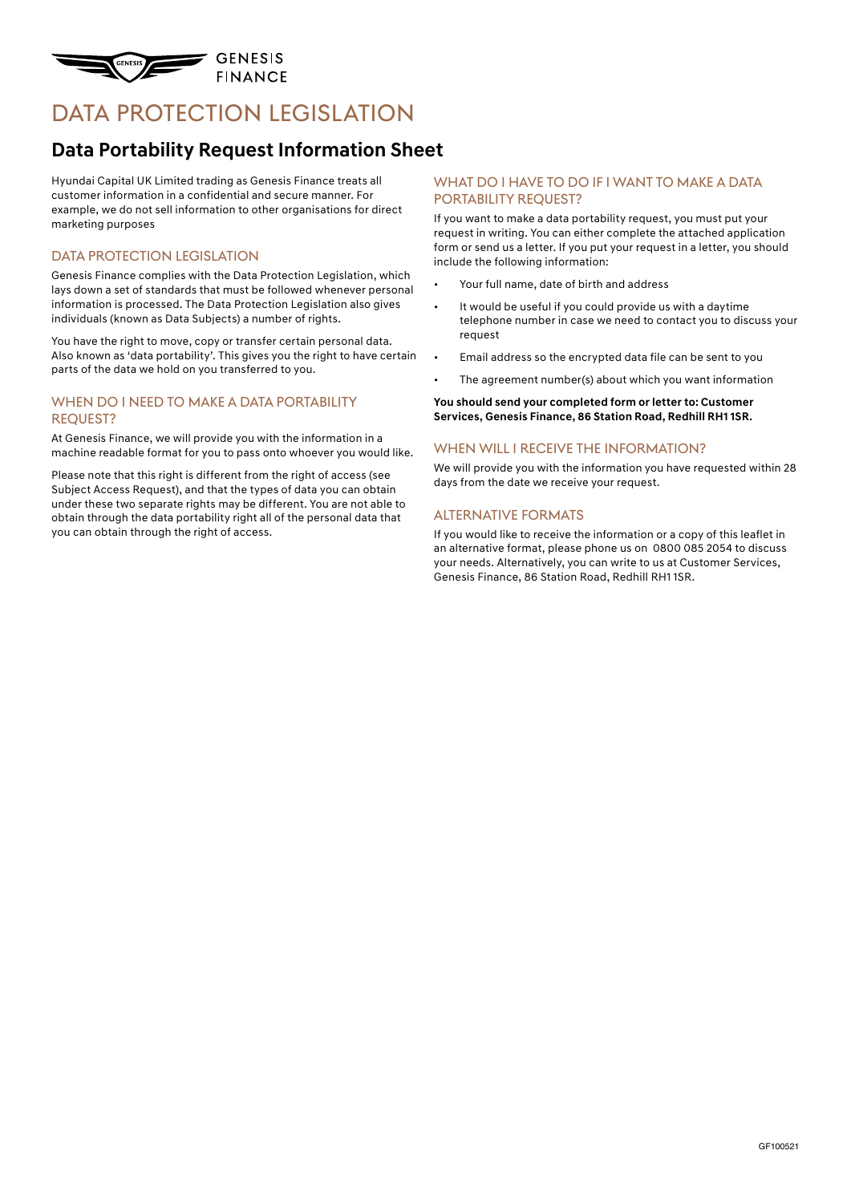GENESIS FINANCE

# DATA PROTECTION LEGISLATION

## Data Portability Request Information Sheet

Hyundai Capital UK Limited trading as Genesis Finance treats all customer information in a confidential and secure manner. For example, we do not sell information to other organisations for direct marketing purposes

### DATA PROTECTION LEGISLATION

Genesis Finance complies with the Data Protection Legislation, which lays down a set of standards that must be followed whenever personal information is processed. The Data Protection Legislation also gives individuals (known as Data Subjects) a number of rights.

You have the right to move, copy or transfer certain personal data. Also known as 'data portability'. This gives you the right to have certain parts of the data we hold on you transferred to you.

### WHEN DO I NEED TO MAKE A DATA PORTABILITY REQUEST?

At Genesis Finance, we will provide you with the information in a machine readable format for you to pass onto whoever you would like.

Please note that this right is different from the right of access (see Subject Access Request), and that the types of data you can obtain under these two separate rights may be different. You are not able to obtain through the data portability right all of the personal data that you can obtain through the right of access.

### WHAT DO I HAVE TO DO IF I WANT TO MAKE A DATA PORTABILITY REQUEST?

If you want to make a data portability request, you must put your request in writing. You can either complete the attached application form or send us a letter. If you put your request in a letter, you should include the following information:

- Your full name, date of birth and address
- It would be useful if you could provide us with a daytime telephone number in case we need to contact you to discuss your request
- Email address so the encrypted data file can be sent to you
- The agreement number(s) about which you want information

**You should send your completed form or letter to: Customer Services, Genesis Finance, 86 Station Road, Redhill RH1 1SR.**

### WHEN WILL I RECEIVE THE INFORMATION?

We will provide you with the information you have requested within 28 days from the date we receive your request.

### ALTERNATIVE FORMATS

If you would like to receive the information or a copy of this leaflet in an alternative format, please phone us on 0800 085 2054 to discuss your needs. Alternatively, you can write to us at Customer Services, Genesis Finance, 86 Station Road, Redhill RH1 1SR.

GF100521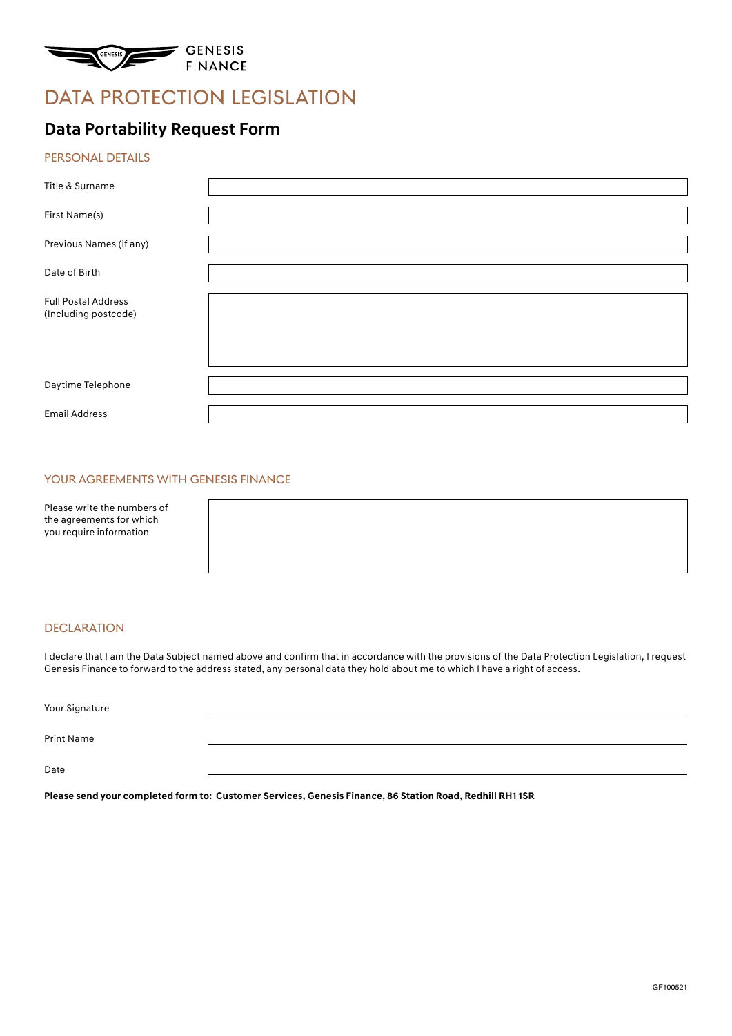GENESIS
FINANCE

# DATA PROTECTION LEGISLATION

## Data Portability Request Form

### PERSONAL DETAILS

| | |
|---|---|
| Title & Surname | |
| First Name(s) | |
| Previous Names (if any) | |
| Date of Birth | |
| Full Postal Address (Including postcode) | |
| Daytime Telephone | |
| Email Address | |

### YOUR AGREEMENTS WITH GENESIS FINANCE

| | |
|---|---|
| Please write the numbers of the agreements for which you require information | |

### DECLARATION

I declare that I am the Data Subject named above and confirm that in accordance with the provisions of the Data Protection Legislation, I request Genesis Finance to forward to the address stated, any personal data they hold about me to which I have a right of access.

Your Signature ______________________

Print Name ______________________

Date ______________________

**Please send your completed form to: Customer Services, Genesis Finance, 86 Station Road, Redhill RH1 1SR**

GF100521